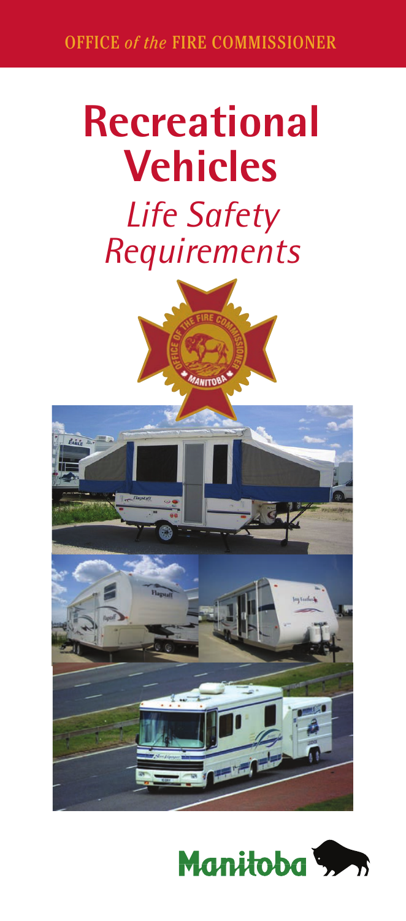OFFICE *of the* FIRE COMMISSIONER

# Recreational Vehicles

## *Life Safety Requirements*

Manitoba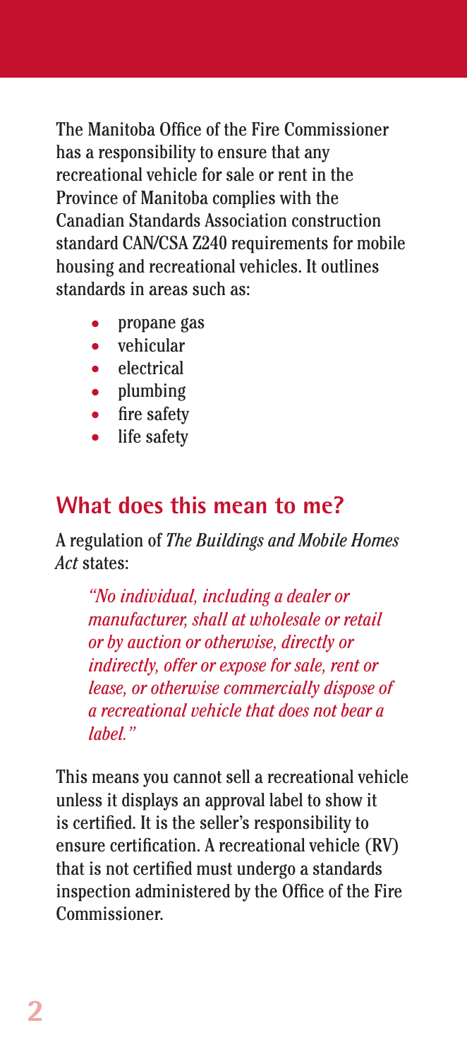The Manitoba Office of the Fire Commissioner has a responsibility to ensure that any recreational vehicle for sale or rent in the Province of Manitoba complies with the Canadian Standards Association construction standard CAN/CSA Z240 requirements for mobile housing and recreational vehicles. It outlines standards in areas such as:

- propane gas
- vehicular
- electrical
- plumbing
- fire safety
- life safety

## What does this mean to me?

A regulation of *The Buildings and Mobile Homes Act* states:

> *"No individual, including a dealer or manufacturer, shall at wholesale or retail or by auction or otherwise, directly or indirectly, offer or expose for sale, rent or lease, or otherwise commercially dispose of a recreational vehicle that does not bear a label."*

This means you cannot sell a recreational vehicle unless it displays an approval label to show it is certified. It is the seller's responsibility to ensure certification. A recreational vehicle (RV) that is not certified must undergo a standards inspection administered by the Office of the Fire Commissioner.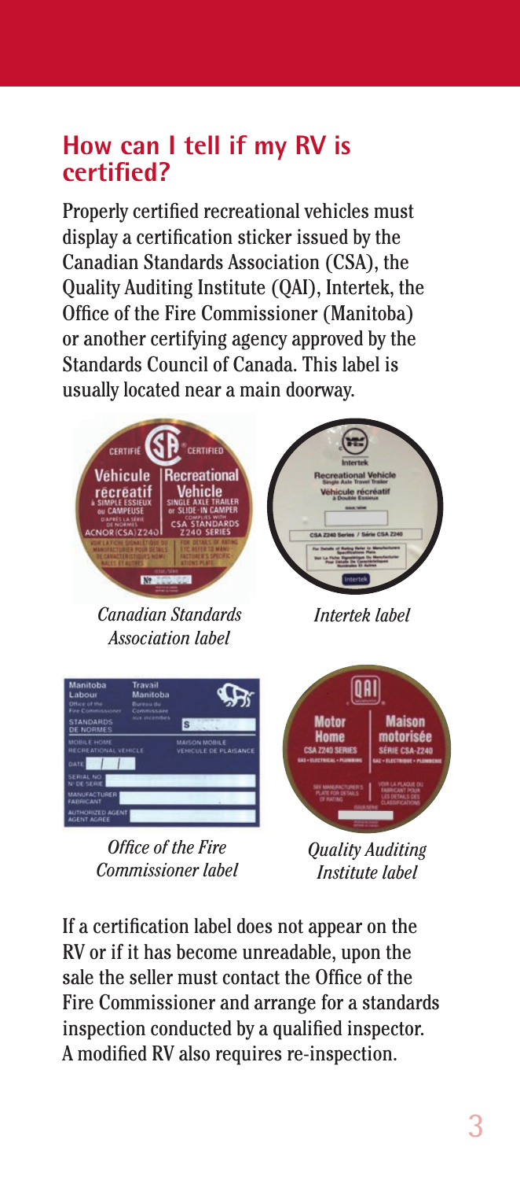## How can I tell if my RV is certified?

Properly certified recreational vehicles must display a certification sticker issued by the Canadian Standards Association (CSA), the Quality Auditing Institute (QAI), Intertek, the Office of the Fire Commissioner (Manitoba) or another certifying agency approved by the Standards Council of Canada. This label is usually located near a main doorway.

*Canadian Standards Association label*

*Intertek label*

*Office of the Fire Commissioner label*

*Quality Auditing Institute label*

If a certification label does not appear on the RV or if it has become unreadable, upon the sale the seller must contact the Office of the Fire Commissioner and arrange for a standards inspection conducted by a qualified inspector. A modified RV also requires re-inspection.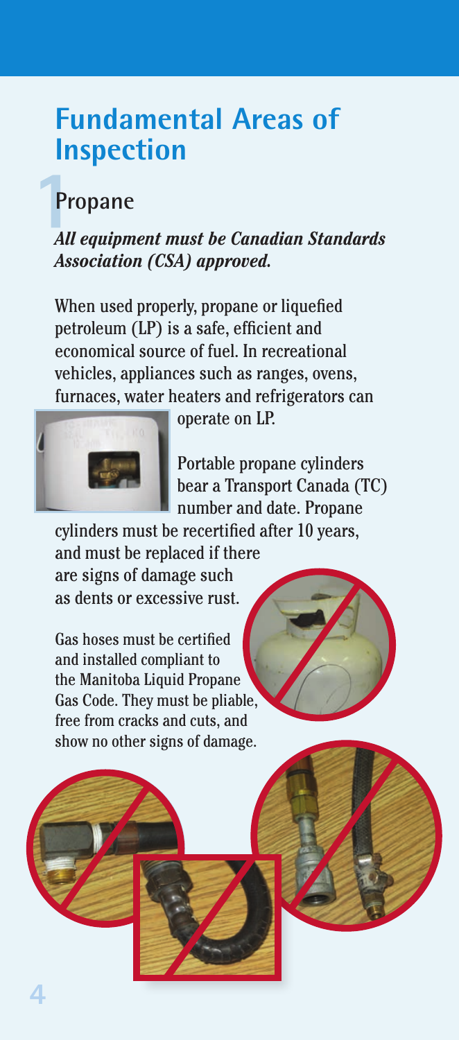# Fundamental Areas of Inspection

## 1 Propane

***All equipment must be Canadian Standards Association (CSA) approved.***

When used properly, propane or liquefied petroleum (LP) is a safe, efficient and economical source of fuel. In recreational vehicles, appliances such as ranges, ovens, furnaces, water heaters and refrigerators can operate on LP.

Portable propane cylinders bear a Transport Canada (TC) number and date. Propane cylinders must be recertified after 10 years, and must be replaced if there are signs of damage such as dents or excessive rust.

Gas hoses must be certified and installed compliant to the Manitoba Liquid Propane Gas Code. They must be pliable, free from cracks and cuts, and show no other signs of damage.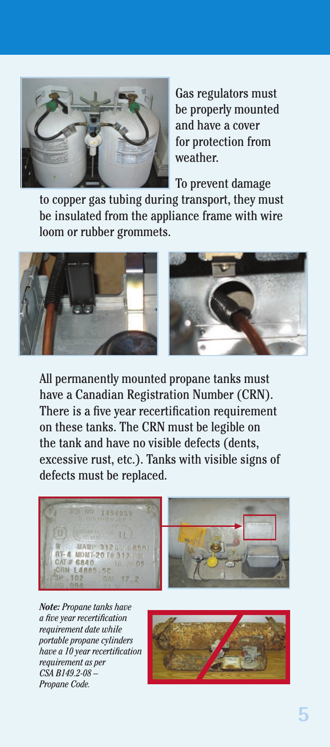Gas regulators must be properly mounted and have a cover for protection from weather.

To prevent damage to copper gas tubing during transport, they must be insulated from the appliance frame with wire loom or rubber grommets.

All permanently mounted propane tanks must have a Canadian Registration Number (CRN). There is a five year recertification requirement on these tanks. The CRN must be legible on the tank and have no visible defects (dents, excessive rust, etc.). Tanks with visible signs of defects must be replaced.

***Note:*** *Propane tanks have a five year recertification requirement date while portable propane cylinders have a 10 year recertification requirement as per CSA B149.2-08 – Propane Code.*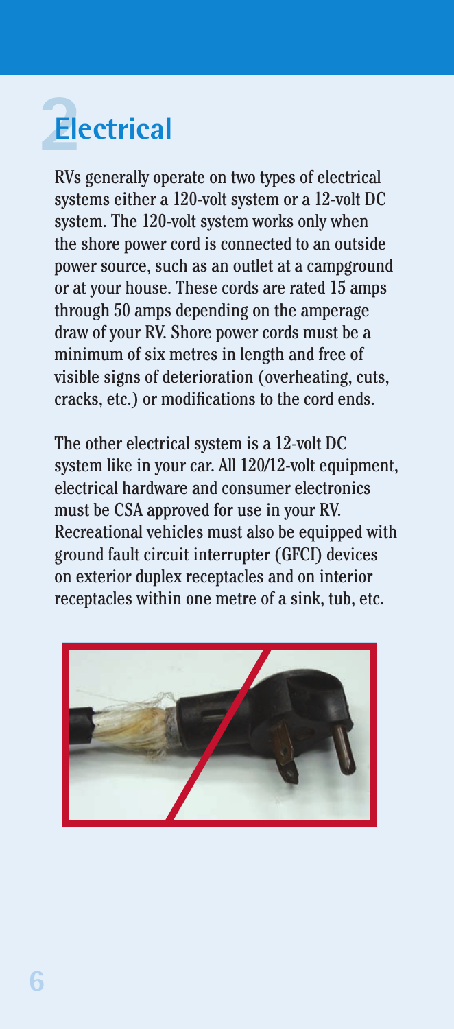# 2 Electrical

RVs generally operate on two types of electrical systems either a 120-volt system or a 12-volt DC system. The 120-volt system works only when the shore power cord is connected to an outside power source, such as an outlet at a campground or at your house. These cords are rated 15 amps through 50 amps depending on the amperage draw of your RV. Shore power cords must be a minimum of six metres in length and free of visible signs of deterioration (overheating, cuts, cracks, etc.) or modifications to the cord ends.

The other electrical system is a 12-volt DC system like in your car. All 120/12-volt equipment, electrical hardware and consumer electronics must be CSA approved for use in your RV. Recreational vehicles must also be equipped with ground fault circuit interrupter (GFCI) devices on exterior duplex receptacles and on interior receptacles within one metre of a sink, tub, etc.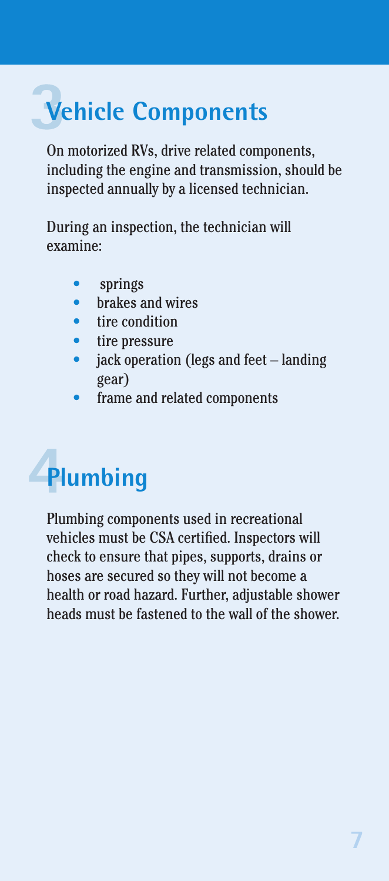# 3 Vehicle Components

On motorized RVs, drive related components, including the engine and transmission, should be inspected annually by a licensed technician.

During an inspection, the technician will examine:

- springs
- brakes and wires
- tire condition
- tire pressure
- jack operation (legs and feet – landing gear)
- frame and related components

# 4 Plumbing

Plumbing components used in recreational vehicles must be CSA certified. Inspectors will check to ensure that pipes, supports, drains or hoses are secured so they will not become a health or road hazard. Further, adjustable shower heads must be fastened to the wall of the shower.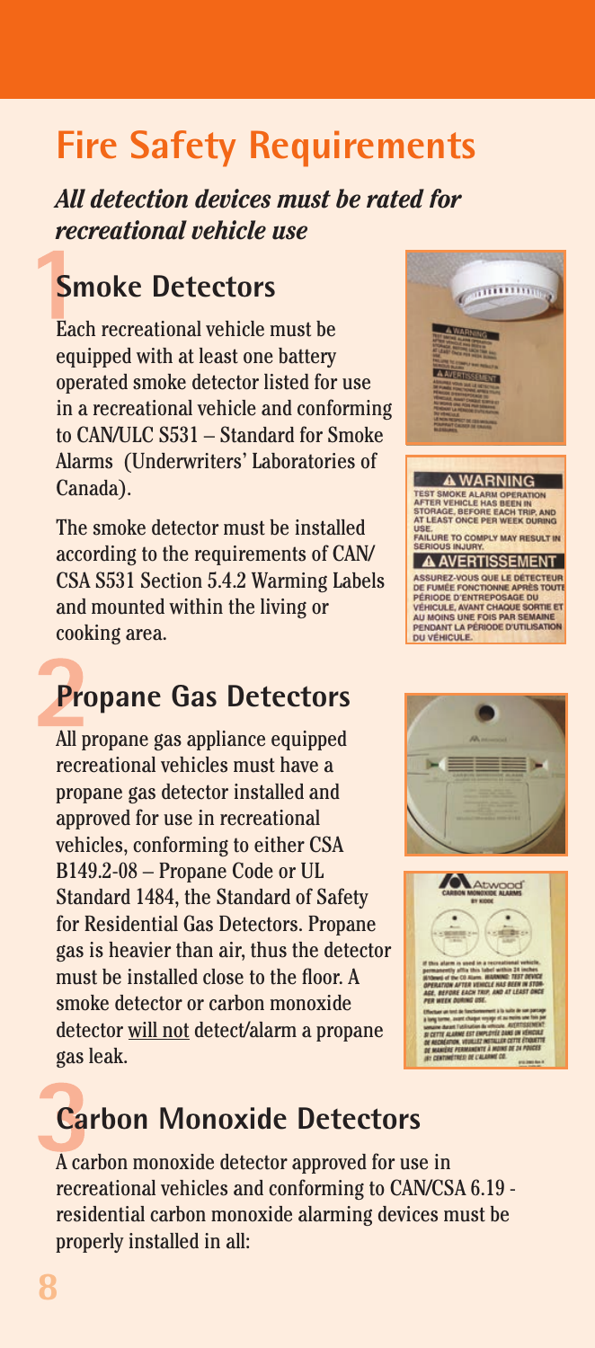# Fire Safety Requirements

***All detection devices must be rated for recreational vehicle use***

## 1 Smoke Detectors

Each recreational vehicle must be equipped with at least one battery operated smoke detector listed for use in a recreational vehicle and conforming to CAN/ULC S531 – Standard for Smoke Alarms (Underwriters' Laboratories of Canada).

The smoke detector must be installed according to the requirements of CAN/CSA S531 Section 5.4.2 Warming Labels and mounted within the living or cooking area.

## 2 Propane Gas Detectors

All propane gas appliance equipped recreational vehicles must have a propane gas detector installed and approved for use in recreational vehicles, conforming to either CSA B149.2-08 – Propane Code or UL Standard 1484, the Standard of Safety for Residential Gas Detectors. Propane gas is heavier than air, thus the detector must be installed close to the floor. A smoke detector or carbon monoxide detector will not detect/alarm a propane gas leak.

## 3 Carbon Monoxide Detectors

A carbon monoxide detector approved for use in recreational vehicles and conforming to CAN/CSA 6.19 - residential carbon monoxide alarming devices must be properly installed in all: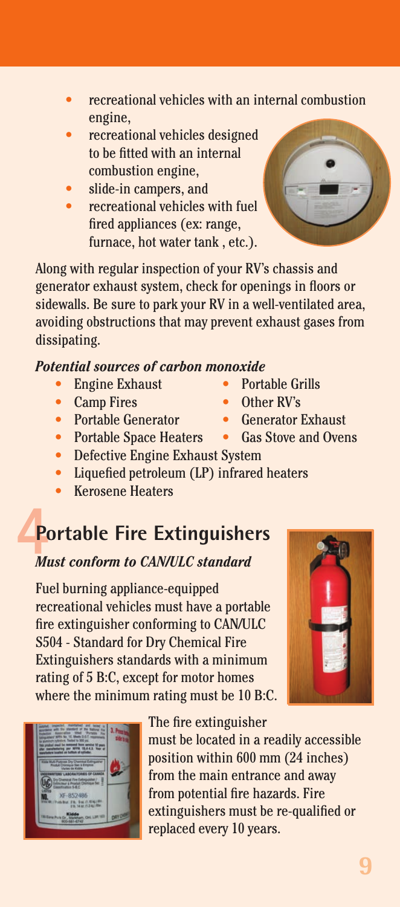- recreational vehicles with an internal combustion engine,
- recreational vehicles designed to be fitted with an internal combustion engine,
- slide-in campers, and
- recreational vehicles with fuel fired appliances (ex: range, furnace, hot water tank , etc.).

Along with regular inspection of your RV's chassis and generator exhaust system, check for openings in floors or sidewalls. Be sure to park your RV in a well-ventilated area, avoiding obstructions that may prevent exhaust gases from dissipating.

***Potential sources of carbon monoxide***

- Engine Exhaust
- Portable Grills
- Camp Fires
- Other RV's
- Portable Generator
- Generator Exhaust
- Portable Space Heaters
- Gas Stove and Ovens
- Defective Engine Exhaust System
- Liquefied petroleum (LP) infrared heaters
- Kerosene Heaters

## 4 Portable Fire Extinguishers

***Must conform to CAN/ULC standard***

Fuel burning appliance-equipped recreational vehicles must have a portable fire extinguisher conforming to CAN/ULC S504 - Standard for Dry Chemical Fire Extinguishers standards with a minimum rating of 5 B:C, except for motor homes where the minimum rating must be 10 B:C.

The fire extinguisher must be located in a readily accessible position within 600 mm (24 inches) from the main entrance and away from potential fire hazards. Fire extinguishers must be re-qualified or replaced every 10 years.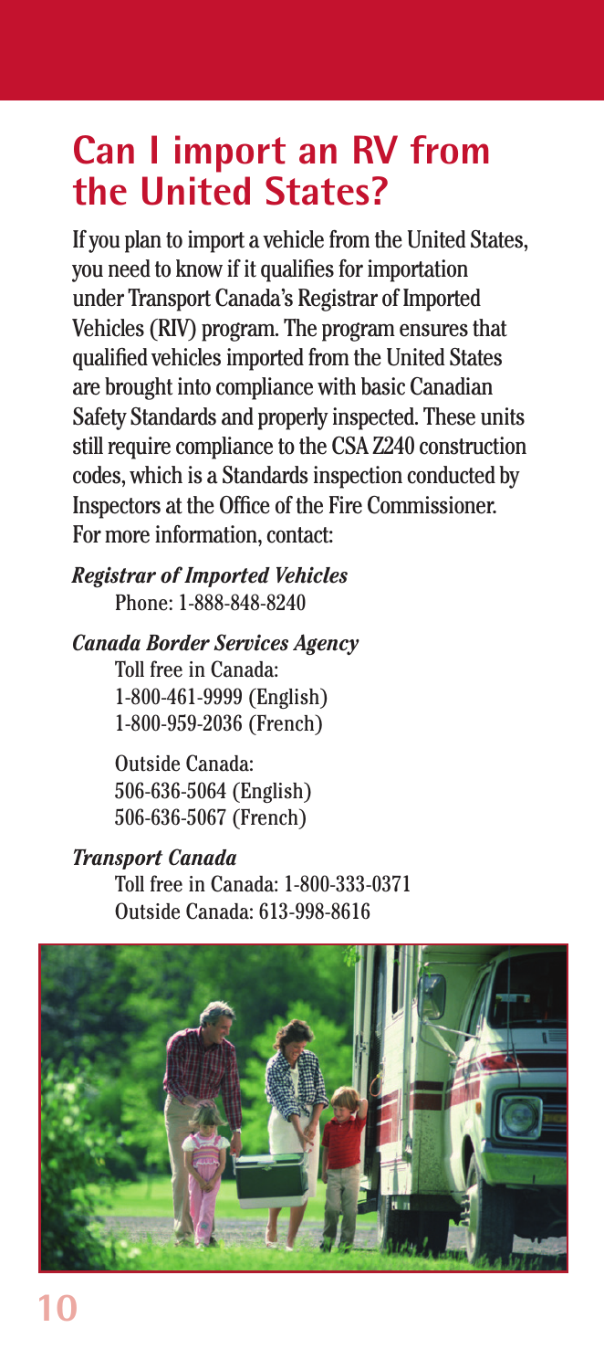# Can I import an RV from the United States?

If you plan to import a vehicle from the United States, you need to know if it qualifies for importation under Transport Canada's Registrar of Imported Vehicles (RIV) program. The program ensures that qualified vehicles imported from the United States are brought into compliance with basic Canadian Safety Standards and properly inspected. These units still require compliance to the CSA Z240 construction codes, which is a Standards inspection conducted by Inspectors at the Office of the Fire Commissioner. For more information, contact:

***Registrar of Imported Vehicles***
Phone: 1-888-848-8240

***Canada Border Services Agency***
Toll free in Canada:
1-800-461-9999 (English)
1-800-959-2036 (French)

Outside Canada:
506-636-5064 (English)
506-636-5067 (French)

***Transport Canada***
Toll free in Canada: 1-800-333-0371
Outside Canada: 613-998-8616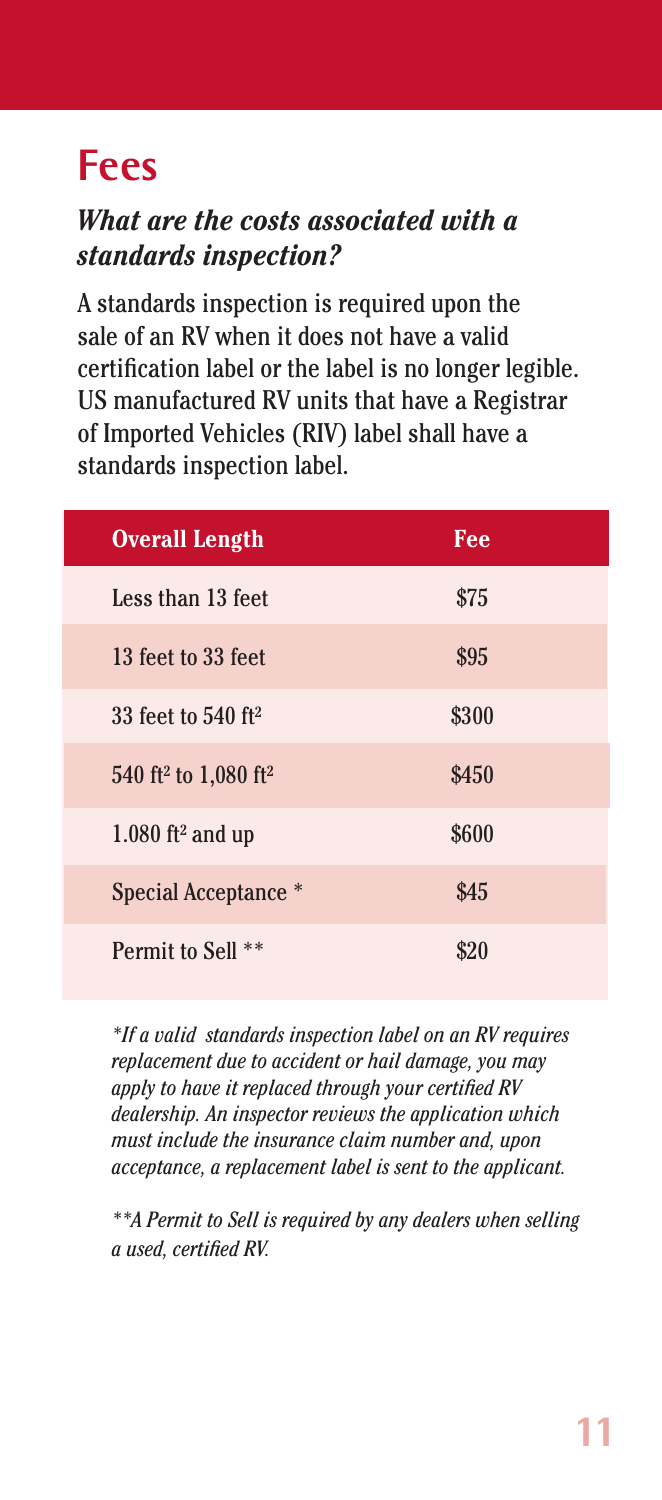# Fees

### *What are the costs associated with a standards inspection?*

A standards inspection is required upon the sale of an RV when it does not have a valid certification label or the label is no longer legible. US manufactured RV units that have a Registrar of Imported Vehicles (RIV) label shall have a standards inspection label.

| Overall Length | Fee |
|---|---|
| Less than 13 feet | \$75 |
| 13 feet to 33 feet | \$95 |
| 33 feet to 540 ft² | \$300 |
| 540 ft² to 1,080 ft² | \$450 |
| 1.080 ft² and up | \$600 |
| Special Acceptance * | \$45 |
| Permit to Sell ** | \$20 |

*\*If a valid standards inspection label on an RV requires replacement due to accident or hail damage, you may apply to have it replaced through your certified RV dealership. An inspector reviews the application which must include the insurance claim number and, upon acceptance, a replacement label is sent to the applicant.*

*\*\*A Permit to Sell is required by any dealers when selling a used, certified RV.*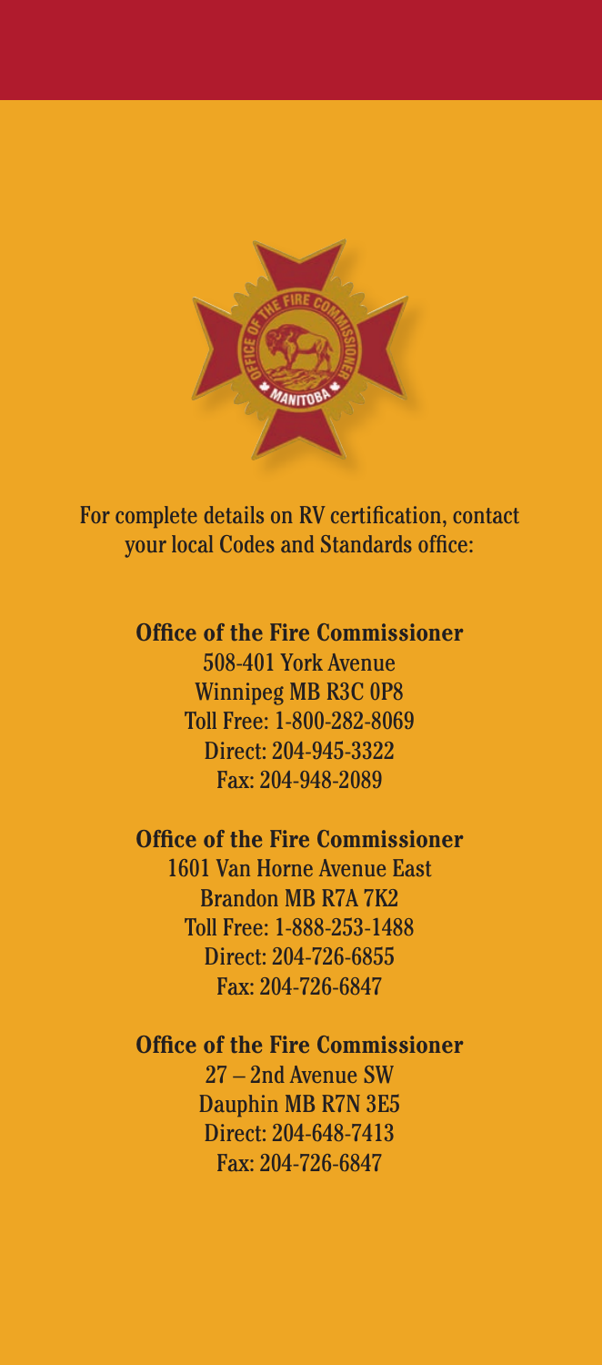For complete details on RV certification, contact your local Codes and Standards office:

**Office of the Fire Commissioner**
508-401 York Avenue
Winnipeg MB R3C 0P8
Toll Free: 1-800-282-8069
Direct: 204-945-3322
Fax: 204-948-2089

**Office of the Fire Commissioner**
1601 Van Horne Avenue East
Brandon MB R7A 7K2
Toll Free: 1-888-253-1488
Direct: 204-726-6855
Fax: 204-726-6847

**Office of the Fire Commissioner**
27 – 2nd Avenue SW
Dauphin MB R7N 3E5
Direct: 204-648-7413
Fax: 204-726-6847